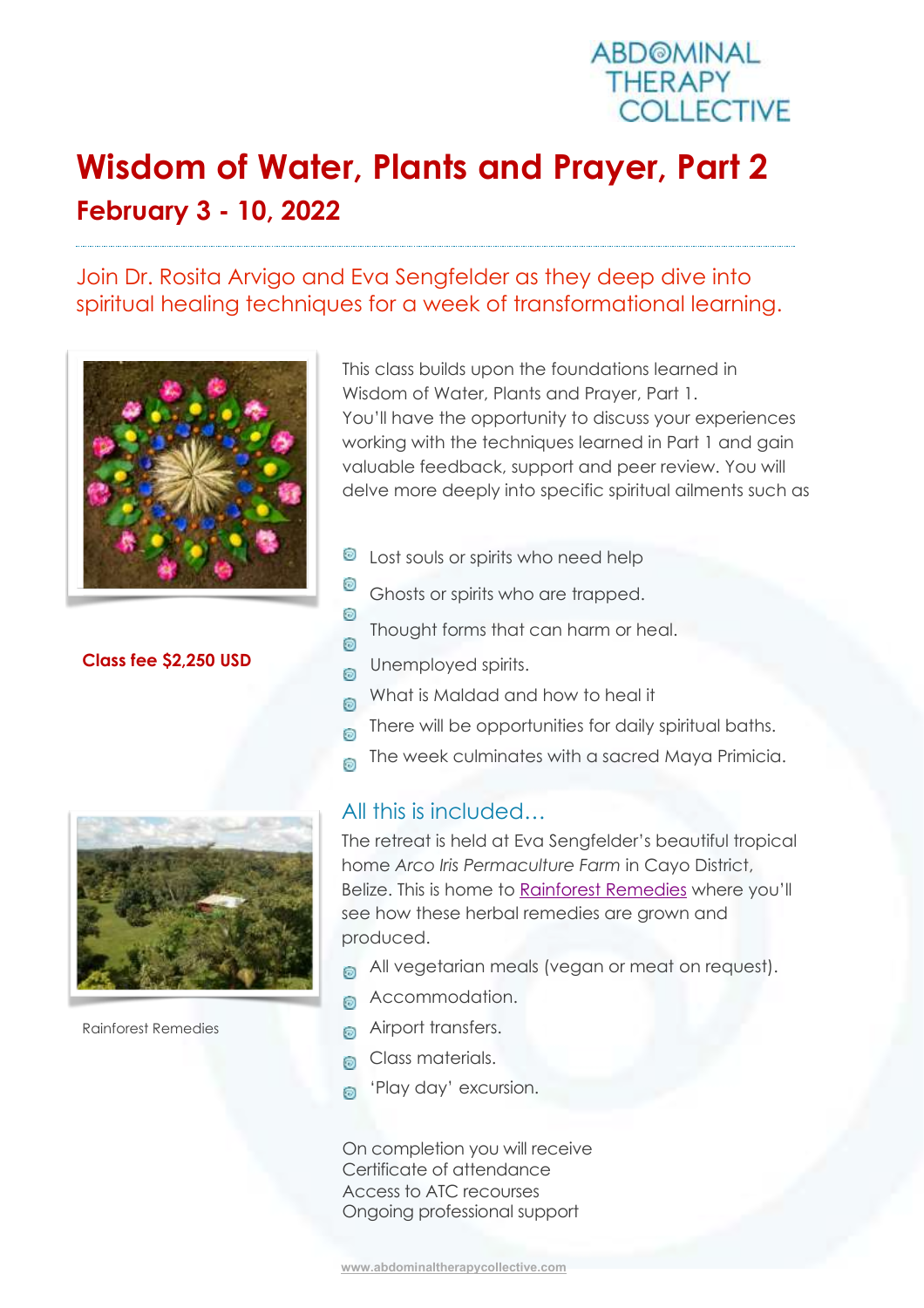ABDOMINAL THERAPY COLLECTIVE

# Wisdom of Water, Plants and Prayer, Part 2

## February 3 - 10, 2022

Join Dr. Rosita Arvigo and Eva Sengfelder as they deep dive into spiritual healing techniques for a week of transformational learning.

**Class fee $2,250 USD**

This class builds upon the foundations learned in Wisdom of Water, Plants and Prayer, Part 1. You'll have the opportunity to discuss your experiences working with the techniques learned in Part 1 and gain valuable feedback, support and peer review. You will delve more deeply into specific spiritual ailments such as

- Lost souls or spirits who need help
- Ghosts or spirits who are trapped.
- Thought forms that can harm or heal.
- Unemployed spirits.
- What is Maldad and how to heal it
- There will be opportunities for daily spiritual baths.
- The week culminates with a sacred Maya Primicia.

### All this is included…

The retreat is held at Eva Sengfelder's beautiful tropical home *Arco Iris Permaculture Farm* in Cayo District, Belize. This is home to Rainforest Remedies where you'll see how these herbal remedies are grown and produced.

- All vegetarian meals (vegan or meat on request).
- Accommodation.
- Airport transfers.
- Class materials.
- 'Play day' excursion.

Rainforest Remedies

On completion you will receive
Certificate of attendance
Access to ATC recourses
Ongoing professional support

www.abdominaltherapycollective.com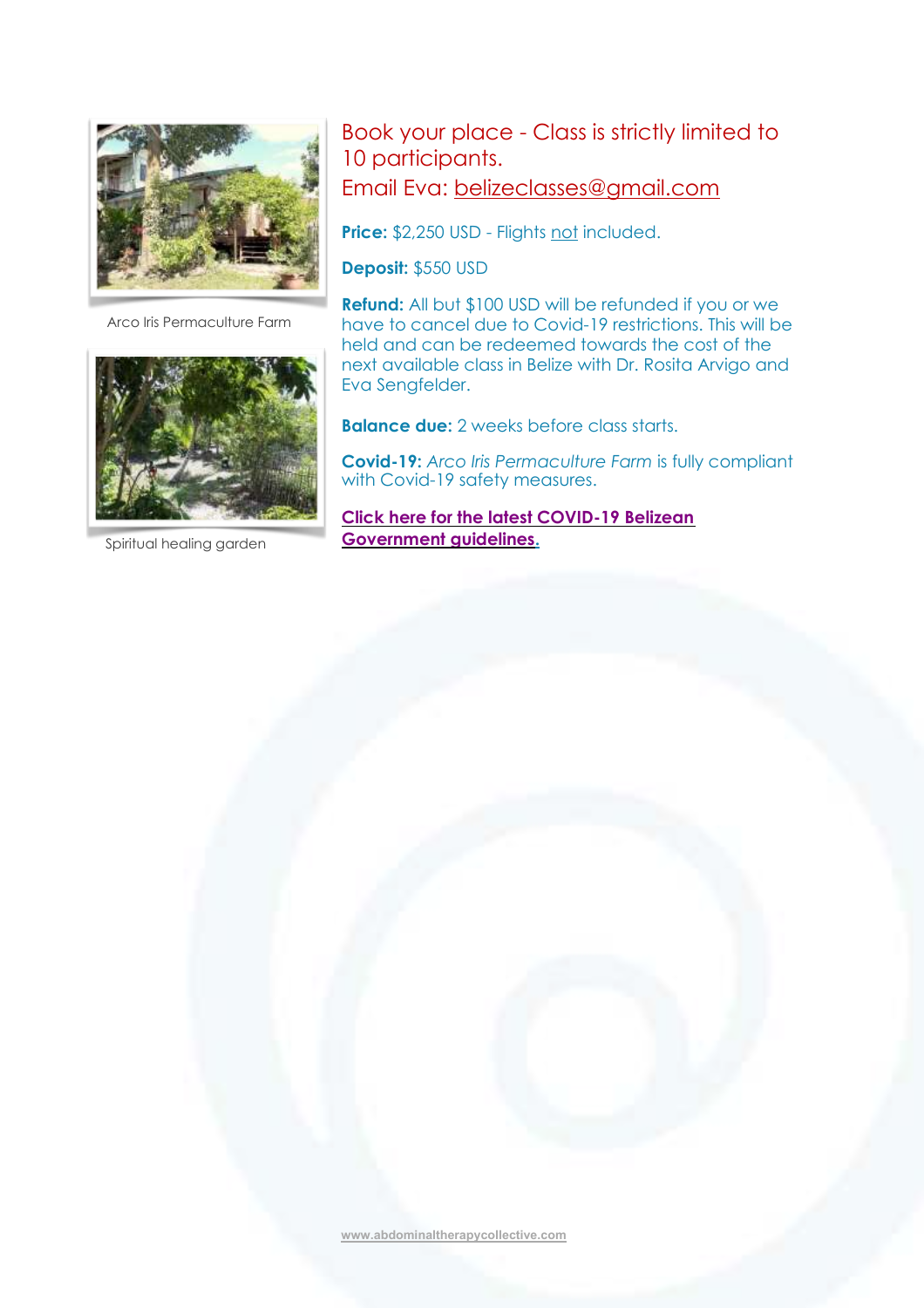Arco Iris Permaculture Farm

Spiritual healing garden

Book your place - Class is strictly limited to 10 participants.

Email Eva: belizeclasses@gmail.com

**Price:** $2,250 USD - Flights not included.

**Deposit:** $550 USD

**Refund:** All but $100 USD will be refunded if you or we have to cancel due to Covid-19 restrictions. This will be held and can be redeemed towards the cost of the next available class in Belize with Dr. Rosita Arvigo and Eva Sengfelder.

**Balance due:** 2 weeks before class starts.

**Covid-19:** *Arco Iris Permaculture Farm* is fully compliant with Covid-19 safety measures.

**Click here for the latest COVID-19 Belizean Government guidelines.**

www.abdominaltherapycollective.com